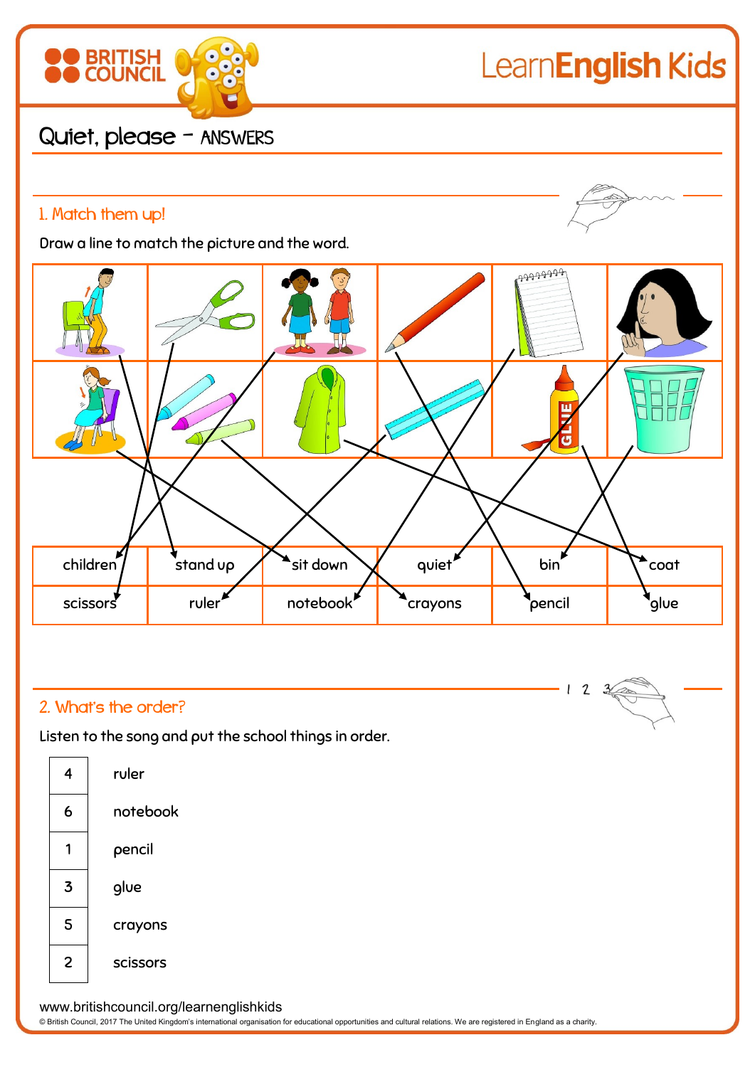# Quiet, please – ANSWERS

## 1. Match them up!

Draw a line to match the picture and the word.

| | | | | | |
|---|---|---|---|---|---|
| children | stand up | sit down | quiet | bin | coat |
| scissors | ruler | notebook | crayons | pencil | glue |

## 2. What's the order?

Listen to the song and put the school things in order.

| | |
|---|---|
| 4 | ruler |
| 6 | notebook |
| 1 | pencil |
| 3 | glue |
| 5 | crayons |
| 2 | scissors |

www.britishcouncil.org/learnenglishkids

© British Council, 2017 The United Kingdom's international organisation for educational opportunities and cultural relations. We are registered in England as a charity.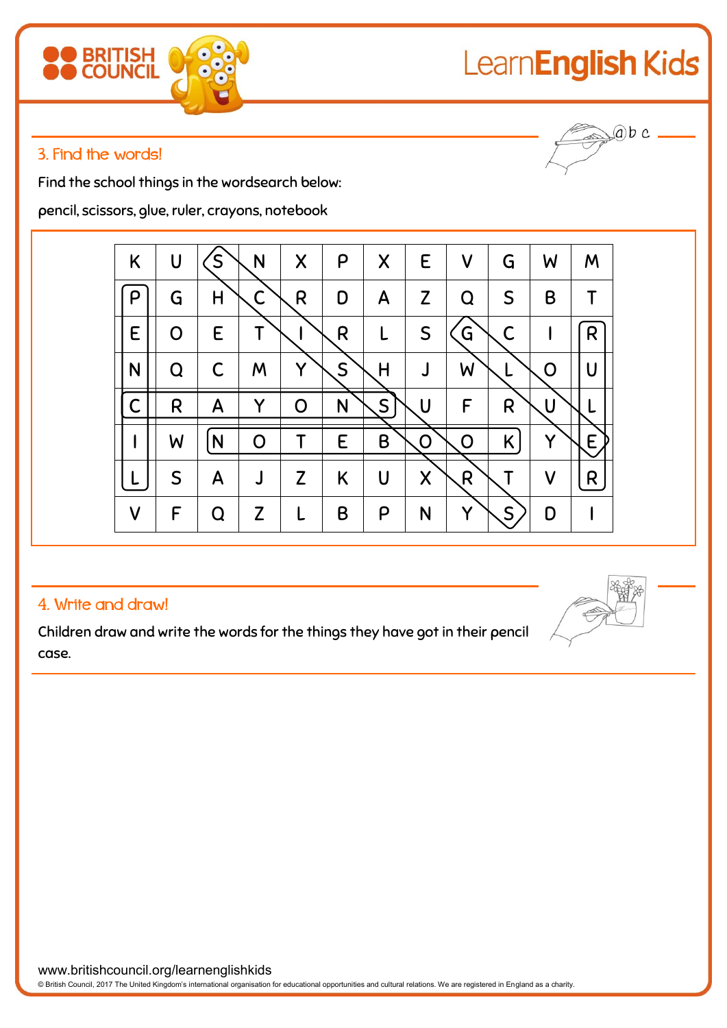## 3. Find the words!

Find the school things in the wordsearch below:

pencil, scissors, glue, ruler, crayons, notebook

| | | | | | | | | | | | |
|---|---|---|---|---|---|---|---|---|---|---|---|
| K | U | S | N | X | P | X | E | V | G | W | M |
| P | G | H | C | R | D | A | Z | Q | S | B | T |
| E | O | E | T | I | R | L | S | G | C | I | R |
| N | Q | C | M | Y | S | H | J | W | L | O | U |
| C | R | A | Y | O | N | S | U | F | R | U | L |
| I | W | N | O | T | E | B | O | O | K | Y | E |
| L | S | A | J | Z | K | U | X | R | T | V | R |
| V | F | Q | Z | L | B | P | N | Y | S | D | I |

## 4. Write and draw!

Children draw and write the words for the things they have got in their pencil case.

www.britishcouncil.org/learnenglishkids

© British Council, 2017 The United Kingdom's international organisation for educational opportunities and cultural relations. We are registered in England as a charity.